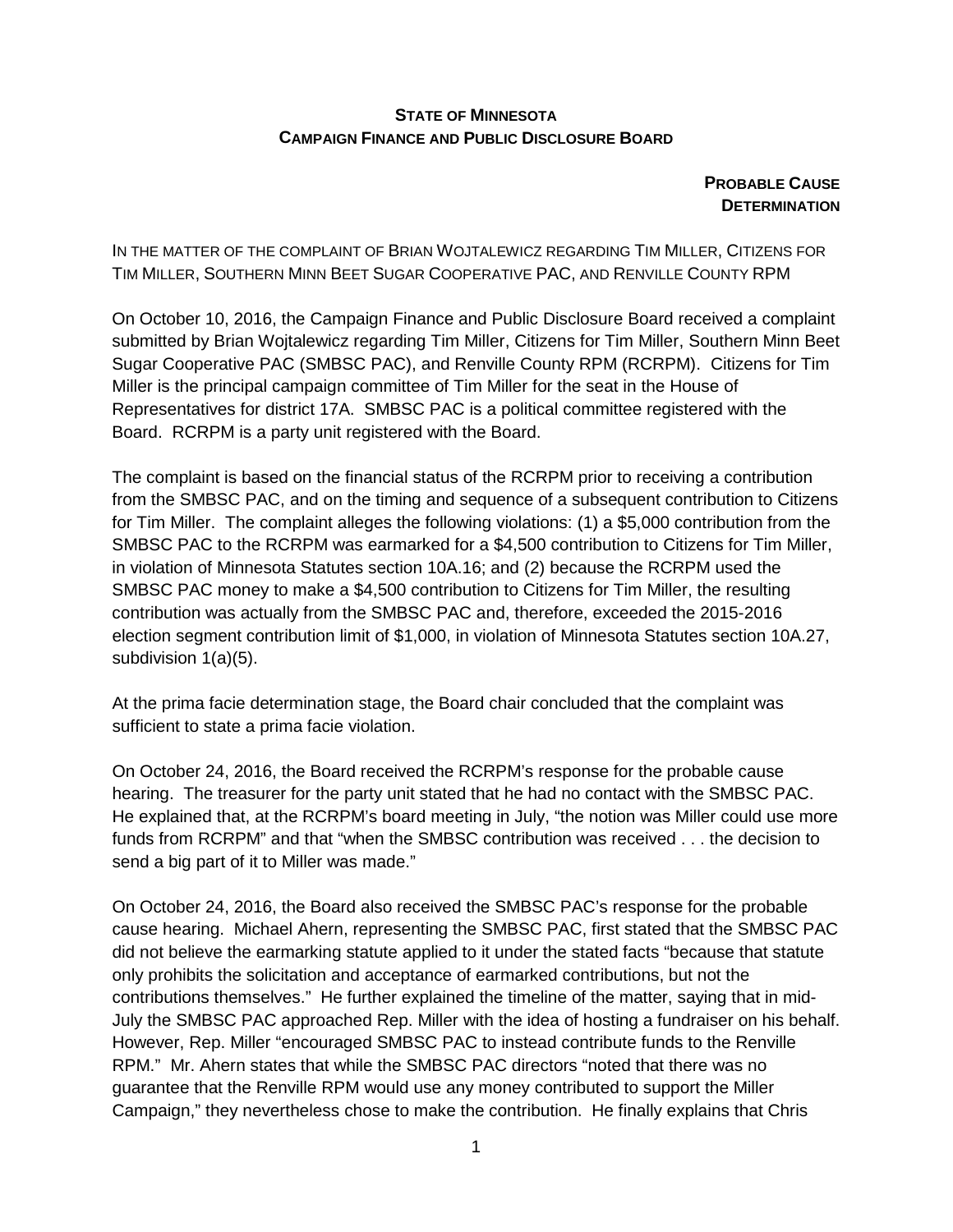**STATE OF MINNESOTA**
**CAMPAIGN FINANCE AND PUBLIC DISCLOSURE BOARD**

**PROBABLE CAUSE DETERMINATION**

IN THE MATTER OF THE COMPLAINT OF BRIAN WOJTALEWICZ REGARDING TIM MILLER, CITIZENS FOR TIM MILLER, SOUTHERN MINN BEET SUGAR COOPERATIVE PAC, AND RENVILLE COUNTY RPM

On October 10, 2016, the Campaign Finance and Public Disclosure Board received a complaint submitted by Brian Wojtalewicz regarding Tim Miller, Citizens for Tim Miller, Southern Minn Beet Sugar Cooperative PAC (SMBSC PAC), and Renville County RPM (RCRPM). Citizens for Tim Miller is the principal campaign committee of Tim Miller for the seat in the House of Representatives for district 17A. SMBSC PAC is a political committee registered with the Board. RCRPM is a party unit registered with the Board.

The complaint is based on the financial status of the RCRPM prior to receiving a contribution from the SMBSC PAC, and on the timing and sequence of a subsequent contribution to Citizens for Tim Miller. The complaint alleges the following violations: (1) a $5,000 contribution from the SMBSC PAC to the RCRPM was earmarked for a $4,500 contribution to Citizens for Tim Miller, in violation of Minnesota Statutes section 10A.16; and (2) because the RCRPM used the SMBSC PAC money to make a $4,500 contribution to Citizens for Tim Miller, the resulting contribution was actually from the SMBSC PAC and, therefore, exceeded the 2015-2016 election segment contribution limit of $1,000, in violation of Minnesota Statutes section 10A.27, subdivision 1(a)(5).

At the prima facie determination stage, the Board chair concluded that the complaint was sufficient to state a prima facie violation.

On October 24, 2016, the Board received the RCRPM's response for the probable cause hearing. The treasurer for the party unit stated that he had no contact with the SMBSC PAC. He explained that, at the RCRPM's board meeting in July, "the notion was Miller could use more funds from RCRPM" and that "when the SMBSC contribution was received . . . the decision to send a big part of it to Miller was made."

On October 24, 2016, the Board also received the SMBSC PAC's response for the probable cause hearing. Michael Ahern, representing the SMBSC PAC, first stated that the SMBSC PAC did not believe the earmarking statute applied to it under the stated facts "because that statute only prohibits the solicitation and acceptance of earmarked contributions, but not the contributions themselves." He further explained the timeline of the matter, saying that in mid-July the SMBSC PAC approached Rep. Miller with the idea of hosting a fundraiser on his behalf. However, Rep. Miller "encouraged SMBSC PAC to instead contribute funds to the Renville RPM." Mr. Ahern states that while the SMBSC PAC directors "noted that there was no guarantee that the Renville RPM would use any money contributed to support the Miller Campaign," they nevertheless chose to make the contribution. He finally explains that Chris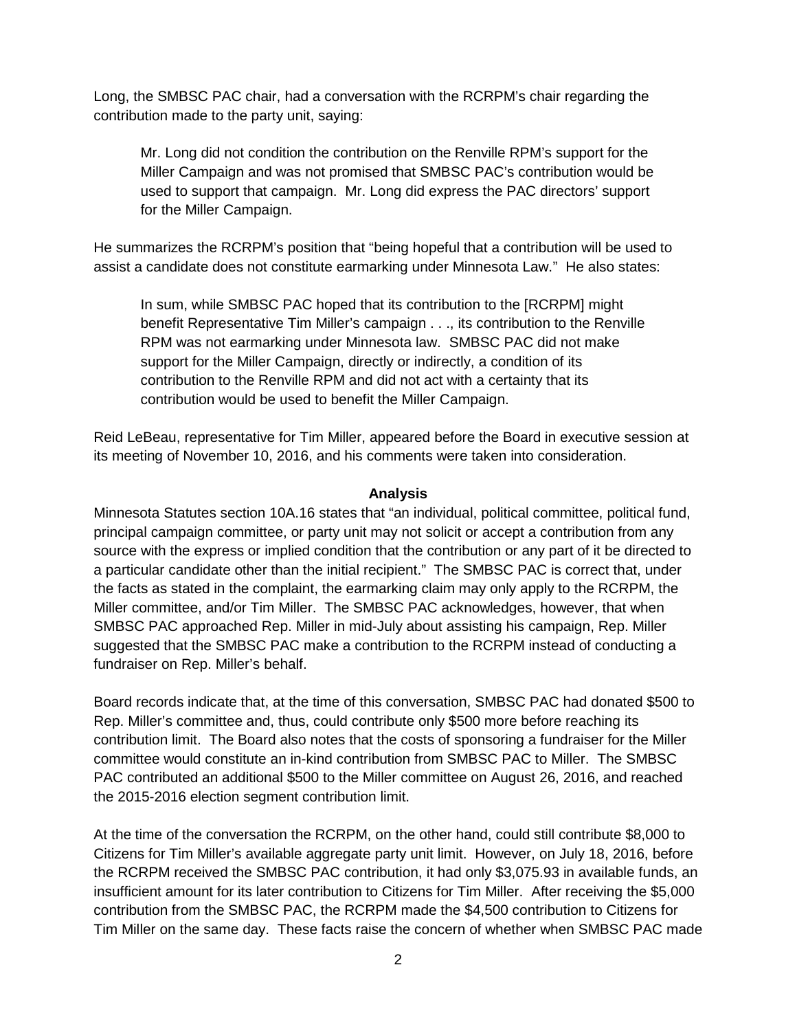Long, the SMBSC PAC chair, had a conversation with the RCRPM's chair regarding the contribution made to the party unit, saying:

> Mr. Long did not condition the contribution on the Renville RPM's support for the Miller Campaign and was not promised that SMBSC PAC's contribution would be used to support that campaign. Mr. Long did express the PAC directors' support for the Miller Campaign.

He summarizes the RCRPM's position that "being hopeful that a contribution will be used to assist a candidate does not constitute earmarking under Minnesota Law." He also states:

> In sum, while SMBSC PAC hoped that its contribution to the [RCRPM] might benefit Representative Tim Miller's campaign . . ., its contribution to the Renville RPM was not earmarking under Minnesota law. SMBSC PAC did not make support for the Miller Campaign, directly or indirectly, a condition of its contribution to the Renville RPM and did not act with a certainty that its contribution would be used to benefit the Miller Campaign.

Reid LeBeau, representative for Tim Miller, appeared before the Board in executive session at its meeting of November 10, 2016, and his comments were taken into consideration.

**Analysis**

Minnesota Statutes section 10A.16 states that "an individual, political committee, political fund, principal campaign committee, or party unit may not solicit or accept a contribution from any source with the express or implied condition that the contribution or any part of it be directed to a particular candidate other than the initial recipient." The SMBSC PAC is correct that, under the facts as stated in the complaint, the earmarking claim may only apply to the RCRPM, the Miller committee, and/or Tim Miller. The SMBSC PAC acknowledges, however, that when SMBSC PAC approached Rep. Miller in mid-July about assisting his campaign, Rep. Miller suggested that the SMBSC PAC make a contribution to the RCRPM instead of conducting a fundraiser on Rep. Miller's behalf.

Board records indicate that, at the time of this conversation, SMBSC PAC had donated $500 to Rep. Miller's committee and, thus, could contribute only $500 more before reaching its contribution limit. The Board also notes that the costs of sponsoring a fundraiser for the Miller committee would constitute an in-kind contribution from SMBSC PAC to Miller. The SMBSC PAC contributed an additional $500 to the Miller committee on August 26, 2016, and reached the 2015-2016 election segment contribution limit.

At the time of the conversation the RCRPM, on the other hand, could still contribute $8,000 to Citizens for Tim Miller's available aggregate party unit limit. However, on July 18, 2016, before the RCRPM received the SMBSC PAC contribution, it had only $3,075.93 in available funds, an insufficient amount for its later contribution to Citizens for Tim Miller. After receiving the $5,000 contribution from the SMBSC PAC, the RCRPM made the $4,500 contribution to Citizens for Tim Miller on the same day. These facts raise the concern of whether when SMBSC PAC made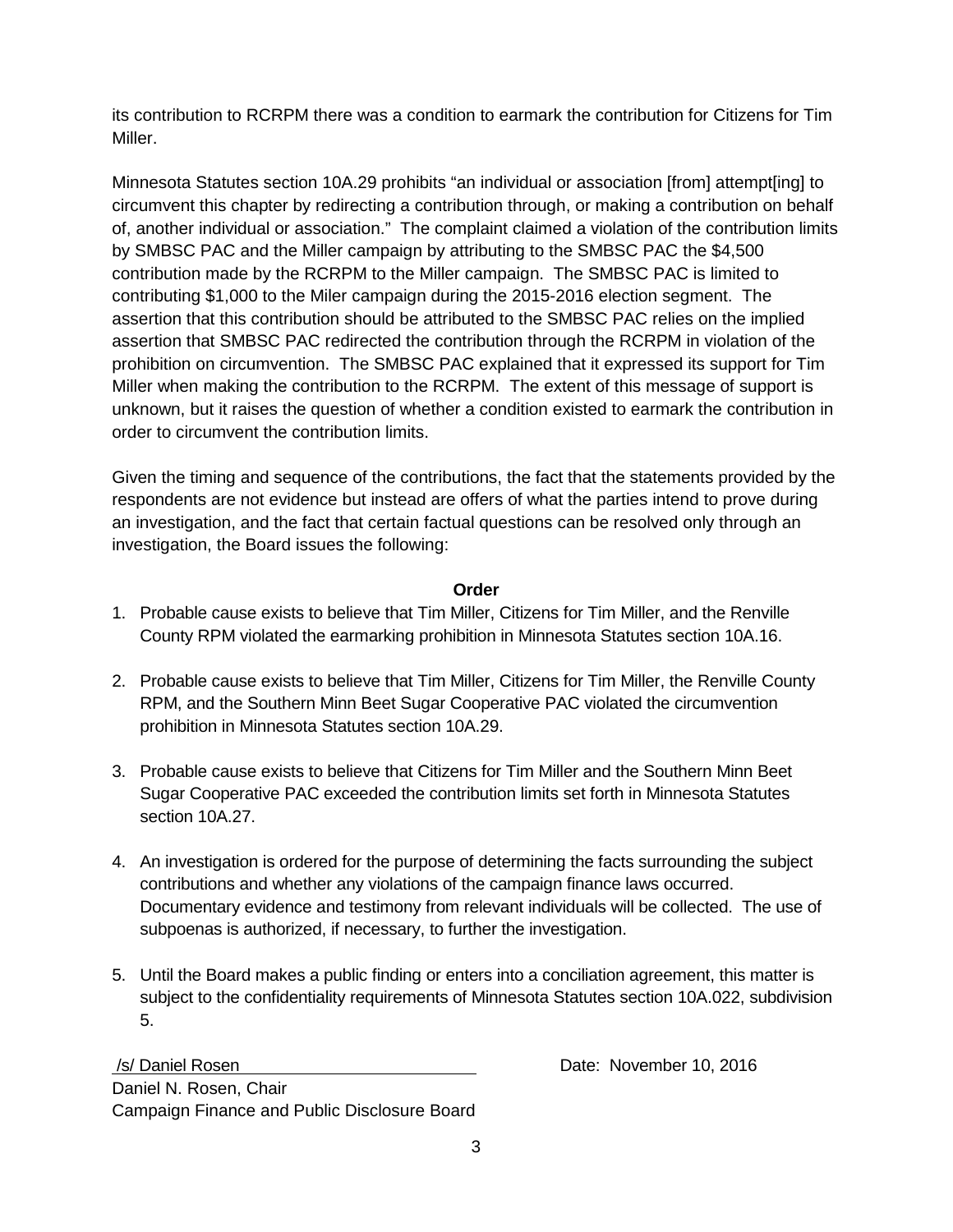its contribution to RCRPM there was a condition to earmark the contribution for Citizens for Tim Miller.

Minnesota Statutes section 10A.29 prohibits "an individual or association [from] attempt[ing] to circumvent this chapter by redirecting a contribution through, or making a contribution on behalf of, another individual or association." The complaint claimed a violation of the contribution limits by SMBSC PAC and the Miller campaign by attributing to the SMBSC PAC the $4,500 contribution made by the RCRPM to the Miller campaign. The SMBSC PAC is limited to contributing $1,000 to the Miler campaign during the 2015-2016 election segment. The assertion that this contribution should be attributed to the SMBSC PAC relies on the implied assertion that SMBSC PAC redirected the contribution through the RCRPM in violation of the prohibition on circumvention. The SMBSC PAC explained that it expressed its support for Tim Miller when making the contribution to the RCRPM. The extent of this message of support is unknown, but it raises the question of whether a condition existed to earmark the contribution in order to circumvent the contribution limits.

Given the timing and sequence of the contributions, the fact that the statements provided by the respondents are not evidence but instead are offers of what the parties intend to prove during an investigation, and the fact that certain factual questions can be resolved only through an investigation, the Board issues the following:

**Order**

1. Probable cause exists to believe that Tim Miller, Citizens for Tim Miller, and the Renville County RPM violated the earmarking prohibition in Minnesota Statutes section 10A.16.

2. Probable cause exists to believe that Tim Miller, Citizens for Tim Miller, the Renville County RPM, and the Southern Minn Beet Sugar Cooperative PAC violated the circumvention prohibition in Minnesota Statutes section 10A.29.

3. Probable cause exists to believe that Citizens for Tim Miller and the Southern Minn Beet Sugar Cooperative PAC exceeded the contribution limits set forth in Minnesota Statutes section 10A.27.

4. An investigation is ordered for the purpose of determining the facts surrounding the subject contributions and whether any violations of the campaign finance laws occurred. Documentary evidence and testimony from relevant individuals will be collected. The use of subpoenas is authorized, if necessary, to further the investigation.

5. Until the Board makes a public finding or enters into a conciliation agreement, this matter is subject to the confidentiality requirements of Minnesota Statutes section 10A.022, subdivision 5.

/s/ Daniel Rosen
Daniel N. Rosen, Chair
Campaign Finance and Public Disclosure Board

Date: November 10, 2016